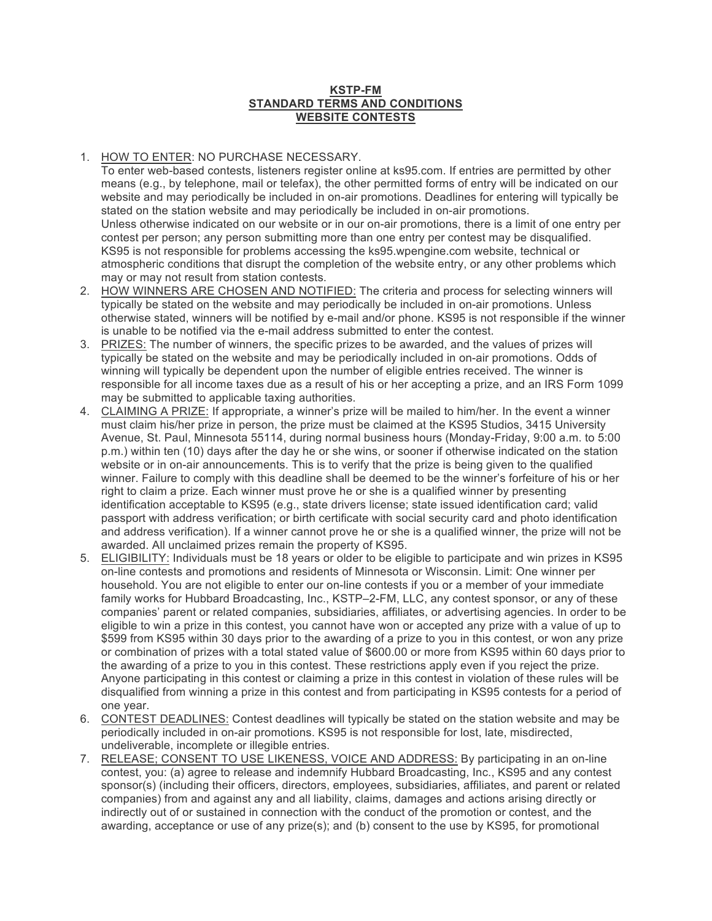**KSTP-FM**
**STANDARD TERMS AND CONDITIONS**
**WEBSITE CONTESTS**

1. HOW TO ENTER: NO PURCHASE NECESSARY.
   To enter web-based contests, listeners register online at ks95.com. If entries are permitted by other means (e.g., by telephone, mail or telefax), the other permitted forms of entry will be indicated on our website and may periodically be included in on-air promotions. Deadlines for entering will typically be stated on the station website and may periodically be included in on-air promotions.
   Unless otherwise indicated on our website or in our on-air promotions, there is a limit of one entry per contest per person; any person submitting more than one entry per contest may be disqualified. KS95 is not responsible for problems accessing the ks95.wpengine.com website, technical or atmospheric conditions that disrupt the completion of the website entry, or any other problems which may or may not result from station contests.
2. HOW WINNERS ARE CHOSEN AND NOTIFIED: The criteria and process for selecting winners will typically be stated on the website and may periodically be included in on-air promotions. Unless otherwise stated, winners will be notified by e-mail and/or phone. KS95 is not responsible if the winner is unable to be notified via the e-mail address submitted to enter the contest.
3. PRIZES: The number of winners, the specific prizes to be awarded, and the values of prizes will typically be stated on the website and may be periodically included in on-air promotions. Odds of winning will typically be dependent upon the number of eligible entries received. The winner is responsible for all income taxes due as a result of his or her accepting a prize, and an IRS Form 1099 may be submitted to applicable taxing authorities.
4. CLAIMING A PRIZE: If appropriate, a winner's prize will be mailed to him/her. In the event a winner must claim his/her prize in person, the prize must be claimed at the KS95 Studios, 3415 University Avenue, St. Paul, Minnesota 55114, during normal business hours (Monday-Friday, 9:00 a.m. to 5:00 p.m.) within ten (10) days after the day he or she wins, or sooner if otherwise indicated on the station website or in on-air announcements. This is to verify that the prize is being given to the qualified winner. Failure to comply with this deadline shall be deemed to be the winner's forfeiture of his or her right to claim a prize. Each winner must prove he or she is a qualified winner by presenting identification acceptable to KS95 (e.g., state drivers license; state issued identification card; valid passport with address verification; or birth certificate with social security card and photo identification and address verification). If a winner cannot prove he or she is a qualified winner, the prize will not be awarded. All unclaimed prizes remain the property of KS95.
5. ELIGIBILITY: Individuals must be 18 years or older to be eligible to participate and win prizes in KS95 on-line contests and promotions and residents of Minnesota or Wisconsin. Limit: One winner per household. You are not eligible to enter our on-line contests if you or a member of your immediate family works for Hubbard Broadcasting, Inc., KSTP–2-FM, LLC, any contest sponsor, or any of these companies' parent or related companies, subsidiaries, affiliates, or advertising agencies. In order to be eligible to win a prize in this contest, you cannot have won or accepted any prize with a value of up to $599 from KS95 within 30 days prior to the awarding of a prize to you in this contest, or won any prize or combination of prizes with a total stated value of $600.00 or more from KS95 within 60 days prior to the awarding of a prize to you in this contest. These restrictions apply even if you reject the prize. Anyone participating in this contest or claiming a prize in this contest in violation of these rules will be disqualified from winning a prize in this contest and from participating in KS95 contests for a period of one year.
6. CONTEST DEADLINES: Contest deadlines will typically be stated on the station website and may be periodically included in on-air promotions. KS95 is not responsible for lost, late, misdirected, undeliverable, incomplete or illegible entries.
7. RELEASE; CONSENT TO USE LIKENESS, VOICE AND ADDRESS: By participating in an on-line contest, you: (a) agree to release and indemnify Hubbard Broadcasting, Inc., KS95 and any contest sponsor(s) (including their officers, directors, employees, subsidiaries, affiliates, and parent or related companies) from and against any and all liability, claims, damages and actions arising directly or indirectly out of or sustained in connection with the conduct of the promotion or contest, and the awarding, acceptance or use of any prize(s); and (b) consent to the use by KS95, for promotional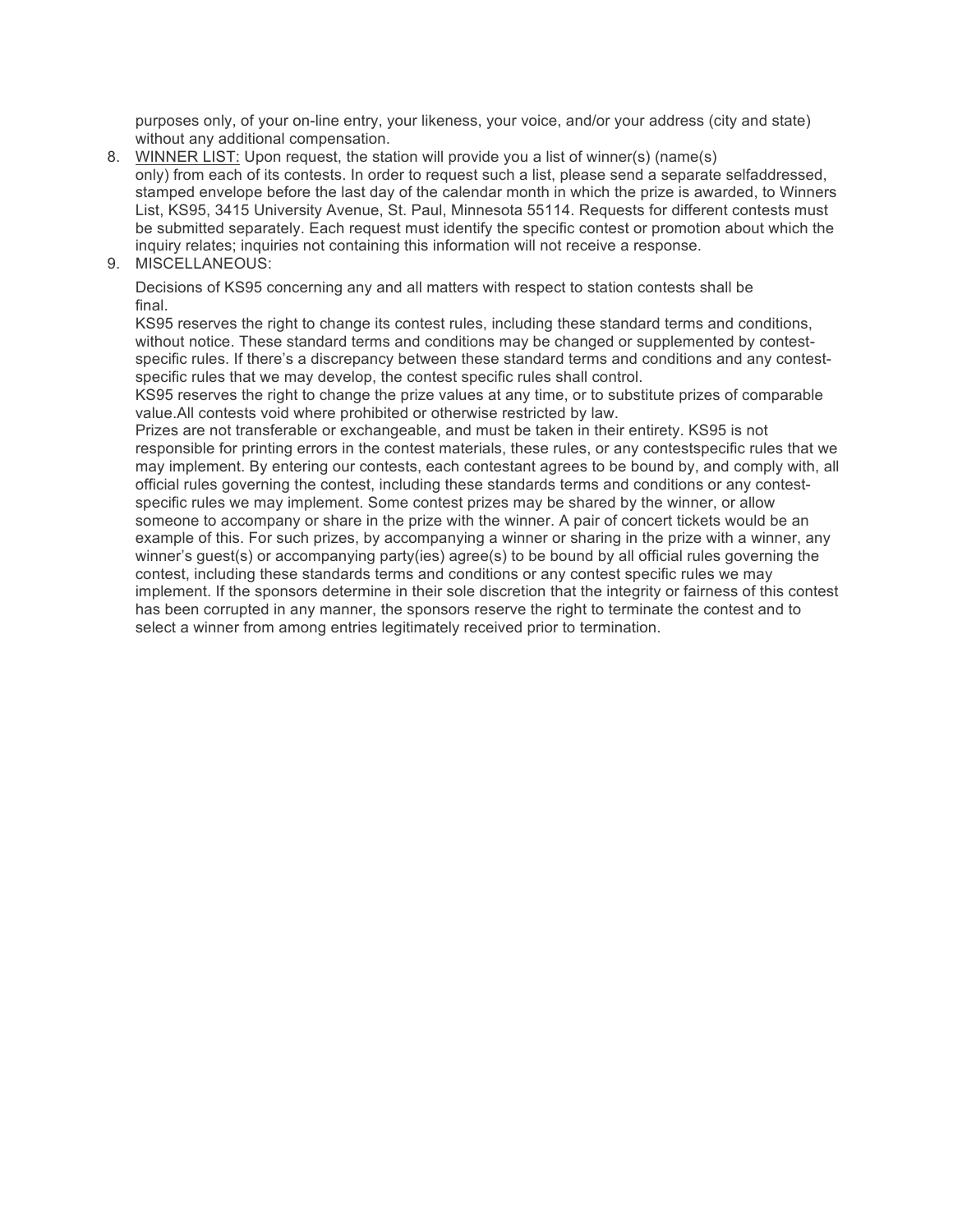purposes only, of your on-line entry, your likeness, your voice, and/or your address (city and state) without any additional compensation.

8. <u>WINNER LIST:</u> Upon request, the station will provide you a list of winner(s) (name(s) only) from each of its contests. In order to request such a list, please send a separate selfaddressed, stamped envelope before the last day of the calendar month in which the prize is awarded, to Winners List, KS95, 3415 University Avenue, St. Paul, Minnesota 55114. Requests for different contests must be submitted separately. Each request must identify the specific contest or promotion about which the inquiry relates; inquiries not containing this information will not receive a response.

9. MISCELLANEOUS:

   Decisions of KS95 concerning any and all matters with respect to station contests shall be final.

   KS95 reserves the right to change its contest rules, including these standard terms and conditions, without notice. These standard terms and conditions may be changed or supplemented by contest-specific rules. If there's a discrepancy between these standard terms and conditions and any contest-specific rules that we may develop, the contest specific rules shall control.

   KS95 reserves the right to change the prize values at any time, or to substitute prizes of comparable value.All contests void where prohibited or otherwise restricted by law.

   Prizes are not transferable or exchangeable, and must be taken in their entirety. KS95 is not responsible for printing errors in the contest materials, these rules, or any contestspecific rules that we may implement. By entering our contests, each contestant agrees to be bound by, and comply with, all official rules governing the contest, including these standards terms and conditions or any contest-specific rules we may implement. Some contest prizes may be shared by the winner, or allow someone to accompany or share in the prize with the winner. A pair of concert tickets would be an example of this. For such prizes, by accompanying a winner or sharing in the prize with a winner, any winner's guest(s) or accompanying party(ies) agree(s) to be bound by all official rules governing the contest, including these standards terms and conditions or any contest specific rules we may implement. If the sponsors determine in their sole discretion that the integrity or fairness of this contest has been corrupted in any manner, the sponsors reserve the right to terminate the contest and to select a winner from among entries legitimately received prior to termination.